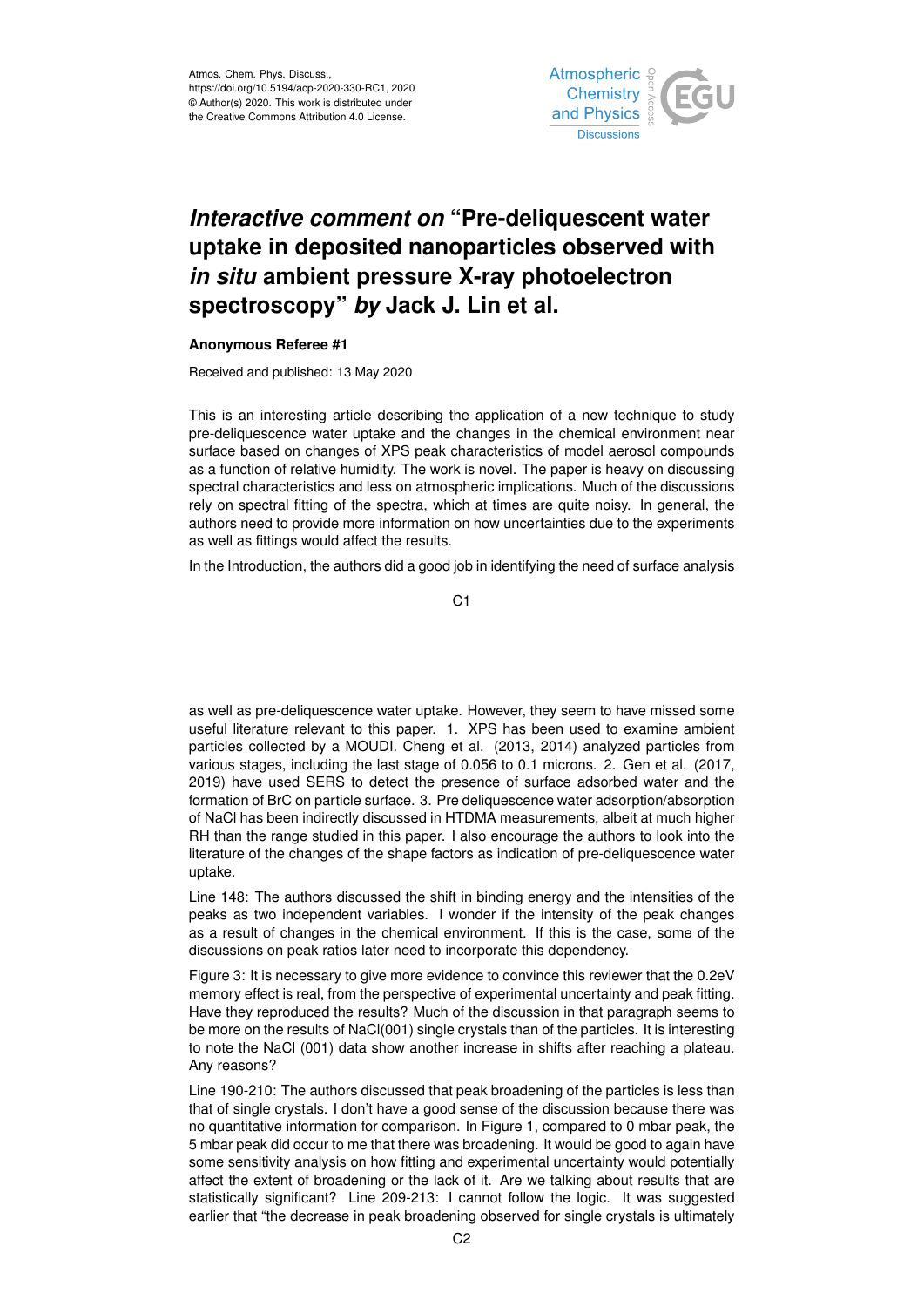Atmos. Chem. Phys. Discuss.,
https://doi.org/10.5194/acp-2020-330-RC1, 2020
© Author(s) 2020. This work is distributed under
the Creative Commons Attribution 4.0 License.

# *Interactive comment on* "Pre-deliquescent water uptake in deposited nanoparticles observed with *in situ* ambient pressure X-ray photoelectron spectroscopy" *by* Jack J. Lin et al.

**Anonymous Referee #1**

Received and published: 13 May 2020

This is an interesting article describing the application of a new technique to study pre-deliquescence water uptake and the changes in the chemical environment near surface based on changes of XPS peak characteristics of model aerosol compounds as a function of relative humidity. The work is novel. The paper is heavy on discussing spectral characteristics and less on atmospheric implications. Much of the discussions rely on spectral fitting of the spectra, which at times are quite noisy. In general, the authors need to provide more information on how uncertainties due to the experiments as well as fittings would affect the results.

In the Introduction, the authors did a good job in identifying the need of surface analysis as well as pre-deliquescence water uptake. However, they seem to have missed some useful literature relevant to this paper. 1. XPS has been used to examine ambient particles collected by a MOUDI. Cheng et al. (2013, 2014) analyzed particles from various stages, including the last stage of 0.056 to 0.1 microns. 2. Gen et al. (2017, 2019) have used SERS to detect the presence of surface adsorbed water and the formation of BrC on particle surface. 3. Pre deliquescence water adsorption/absorption of NaCl has been indirectly discussed in HTDMA measurements, albeit at much higher RH than the range studied in this paper. I also encourage the authors to look into the literature of the changes of the shape factors as indication of pre-deliquescence water uptake.

Line 148: The authors discussed the shift in binding energy and the intensities of the peaks as two independent variables. I wonder if the intensity of the peak changes as a result of changes in the chemical environment. If this is the case, some of the discussions on peak ratios later need to incorporate this dependency.

Figure 3: It is necessary to give more evidence to convince this reviewer that the 0.2eV memory effect is real, from the perspective of experimental uncertainty and peak fitting. Have they reproduced the results? Much of the discussion in that paragraph seems to be more on the results of NaCl(001) single crystals than of the particles. It is interesting to note the NaCl (001) data show another increase in shifts after reaching a plateau. Any reasons?

Line 190-210: The authors discussed that peak broadening of the particles is less than that of single crystals. I don't have a good sense of the discussion because there was no quantitative information for comparison. In Figure 1, compared to 0 mbar peak, the 5 mbar peak did occur to me that there was broadening. It would be good to again have some sensitivity analysis on how fitting and experimental uncertainty would potentially affect the extent of broadening or the lack of it. Are we talking about results that are statistically significant? Line 209-213: I cannot follow the logic. It was suggested earlier that "the decrease in peak broadening observed for single crystals is ultimately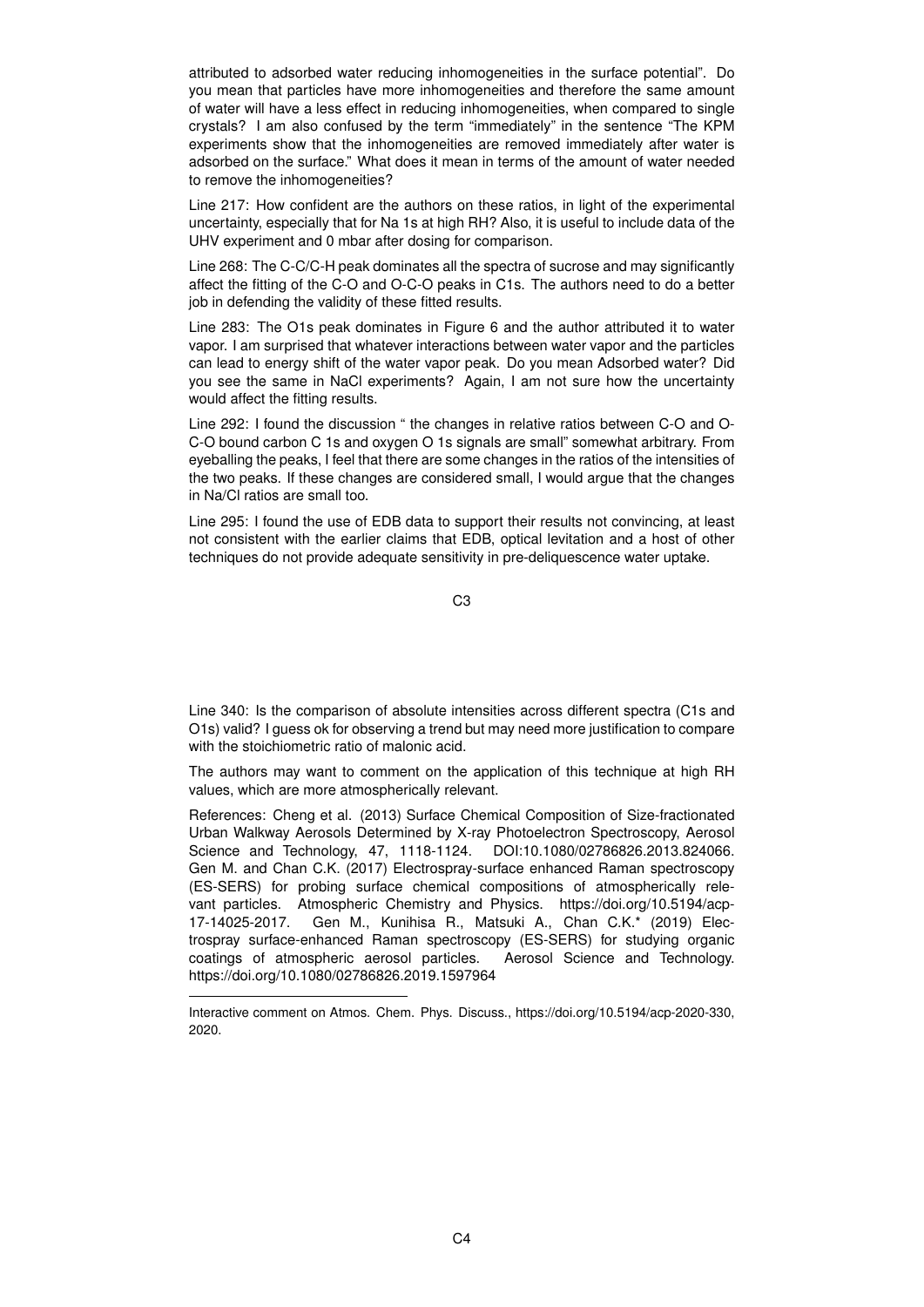attributed to adsorbed water reducing inhomogeneities in the surface potential". Do you mean that particles have more inhomogeneities and therefore the same amount of water will have a less effect in reducing inhomogeneities, when compared to single crystals? I am also confused by the term "immediately" in the sentence "The KPM experiments show that the inhomogeneities are removed immediately after water is adsorbed on the surface." What does it mean in terms of the amount of water needed to remove the inhomogeneities?

Line 217: How confident are the authors on these ratios, in light of the experimental uncertainty, especially that for Na 1s at high RH? Also, it is useful to include data of the UHV experiment and 0 mbar after dosing for comparison.

Line 268: The C-C/C-H peak dominates all the spectra of sucrose and may significantly affect the fitting of the C-O and O-C-O peaks in C1s. The authors need to do a better job in defending the validity of these fitted results.

Line 283: The O1s peak dominates in Figure 6 and the author attributed it to water vapor. I am surprised that whatever interactions between water vapor and the particles can lead to energy shift of the water vapor peak. Do you mean Adsorbed water? Did you see the same in NaCl experiments? Again, I am not sure how the uncertainty would affect the fitting results.

Line 292: I found the discussion " the changes in relative ratios between C-O and O-C-O bound carbon C 1s and oxygen O 1s signals are small" somewhat arbitrary. From eyeballing the peaks, I feel that there are some changes in the ratios of the intensities of the two peaks. If these changes are considered small, I would argue that the changes in Na/Cl ratios are small too.

Line 295: I found the use of EDB data to support their results not convincing, at least not consistent with the earlier claims that EDB, optical levitation and a host of other techniques do not provide adequate sensitivity in pre-deliquescence water uptake.

Line 340: Is the comparison of absolute intensities across different spectra (C1s and O1s) valid? I guess ok for observing a trend but may need more justification to compare with the stoichiometric ratio of malonic acid.

The authors may want to comment on the application of this technique at high RH values, which are more atmospherically relevant.

References: Cheng et al. (2013) Surface Chemical Composition of Size-fractionated Urban Walkway Aerosols Determined by X-ray Photoelectron Spectroscopy, Aerosol Science and Technology, 47, 1118-1124. DOI:10.1080/02786826.2013.824066. Gen M. and Chan C.K. (2017) Electrospray-surface enhanced Raman spectroscopy (ES-SERS) for probing surface chemical compositions of atmospherically relevant particles. Atmospheric Chemistry and Physics. https://doi.org/10.5194/acp-17-14025-2017. Gen M., Kunihisa R., Matsuki A., Chan C.K.* (2019) Electrospray surface-enhanced Raman spectroscopy (ES-SERS) for studying organic coatings of atmospheric aerosol particles. Aerosol Science and Technology. https://doi.org/10.1080/02786826.2019.1597964

---

Interactive comment on Atmos. Chem. Phys. Discuss., https://doi.org/10.5194/acp-2020-330, 2020.